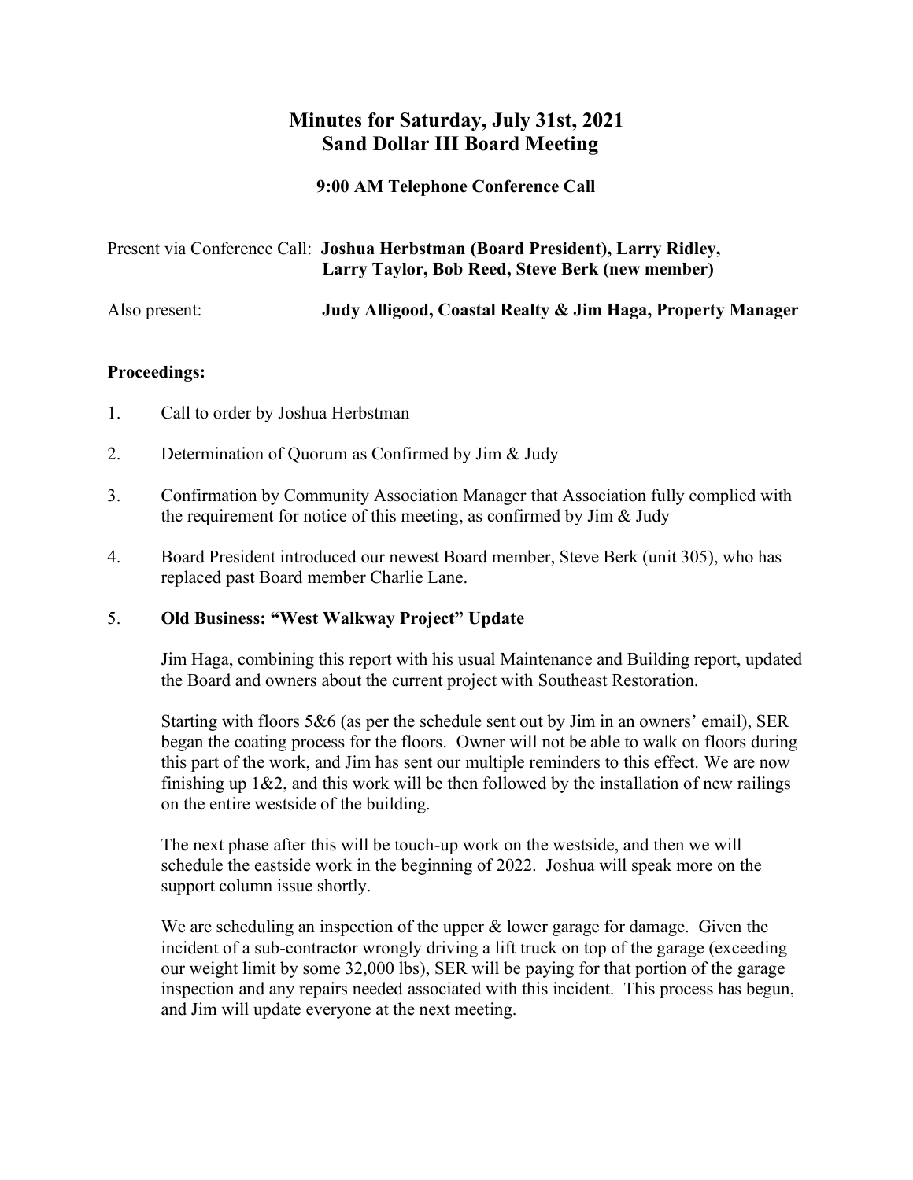# Minutes for Saturday, July 31st, 2021
# Sand Dollar III Board Meeting

**9:00 AM Telephone Conference Call**

Present via Conference Call: **Joshua Herbstman (Board President), Larry Ridley, Larry Taylor, Bob Reed, Steve Berk (new member)**

Also present: **Judy Alligood, Coastal Realty & Jim Haga, Property Manager**

**Proceedings:**

1. Call to order by Joshua Herbstman

2. Determination of Quorum as Confirmed by Jim & Judy

3. Confirmation by Community Association Manager that Association fully complied with the requirement for notice of this meeting, as confirmed by Jim & Judy

4. Board President introduced our newest Board member, Steve Berk (unit 305), who has replaced past Board member Charlie Lane.

5. **Old Business: "West Walkway Project" Update**

   Jim Haga, combining this report with his usual Maintenance and Building report, updated the Board and owners about the current project with Southeast Restoration.

   Starting with floors 5&6 (as per the schedule sent out by Jim in an owners' email), SER began the coating process for the floors. Owner will not be able to walk on floors during this part of the work, and Jim has sent our multiple reminders to this effect. We are now finishing up 1&2, and this work will be then followed by the installation of new railings on the entire westside of the building.

   The next phase after this will be touch-up work on the westside, and then we will schedule the eastside work in the beginning of 2022. Joshua will speak more on the support column issue shortly.

   We are scheduling an inspection of the upper & lower garage for damage. Given the incident of a sub-contractor wrongly driving a lift truck on top of the garage (exceeding our weight limit by some 32,000 lbs), SER will be paying for that portion of the garage inspection and any repairs needed associated with this incident. This process has begun, and Jim will update everyone at the next meeting.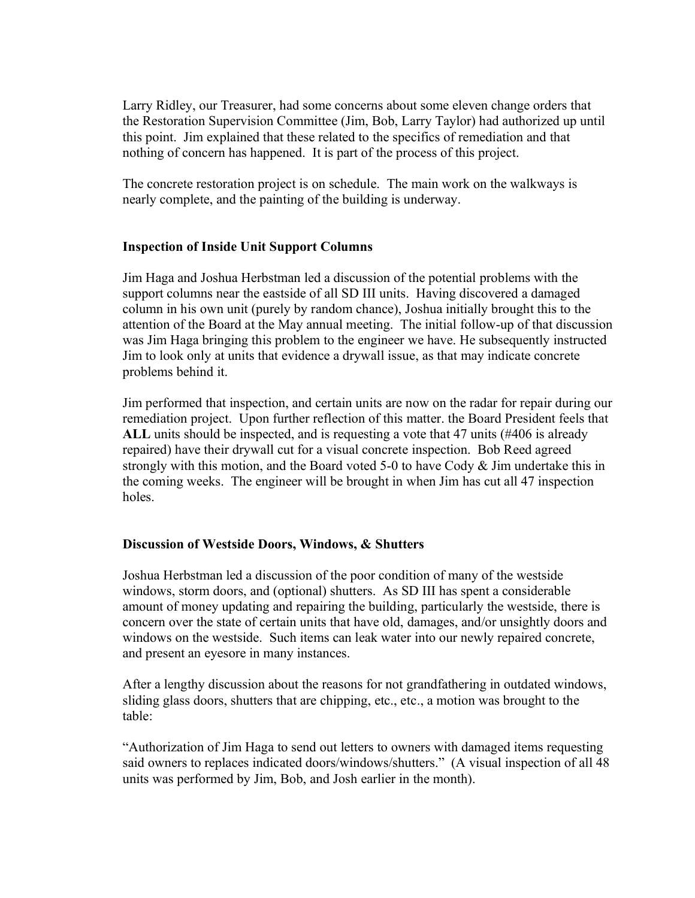Larry Ridley, our Treasurer, had some concerns about some eleven change orders that the Restoration Supervision Committee (Jim, Bob, Larry Taylor) had authorized up until this point. Jim explained that these related to the specifics of remediation and that nothing of concern has happened. It is part of the process of this project.

The concrete restoration project is on schedule. The main work on the walkways is nearly complete, and the painting of the building is underway.

### Inspection of Inside Unit Support Columns

Jim Haga and Joshua Herbstman led a discussion of the potential problems with the support columns near the eastside of all SD III units. Having discovered a damaged column in his own unit (purely by random chance), Joshua initially brought this to the attention of the Board at the May annual meeting. The initial follow-up of that discussion was Jim Haga bringing this problem to the engineer we have. He subsequently instructed Jim to look only at units that evidence a drywall issue, as that may indicate concrete problems behind it.

Jim performed that inspection, and certain units are now on the radar for repair during our remediation project. Upon further reflection of this matter. the Board President feels that **ALL** units should be inspected, and is requesting a vote that 47 units (#406 is already repaired) have their drywall cut for a visual concrete inspection. Bob Reed agreed strongly with this motion, and the Board voted 5-0 to have Cody & Jim undertake this in the coming weeks. The engineer will be brought in when Jim has cut all 47 inspection holes.

### Discussion of Westside Doors, Windows, & Shutters

Joshua Herbstman led a discussion of the poor condition of many of the westside windows, storm doors, and (optional) shutters. As SD III has spent a considerable amount of money updating and repairing the building, particularly the westside, there is concern over the state of certain units that have old, damages, and/or unsightly doors and windows on the westside. Such items can leak water into our newly repaired concrete, and present an eyesore in many instances.

After a lengthy discussion about the reasons for not grandfathering in outdated windows, sliding glass doors, shutters that are chipping, etc., etc., a motion was brought to the table:

"Authorization of Jim Haga to send out letters to owners with damaged items requesting said owners to replaces indicated doors/windows/shutters." (A visual inspection of all 48 units was performed by Jim, Bob, and Josh earlier in the month).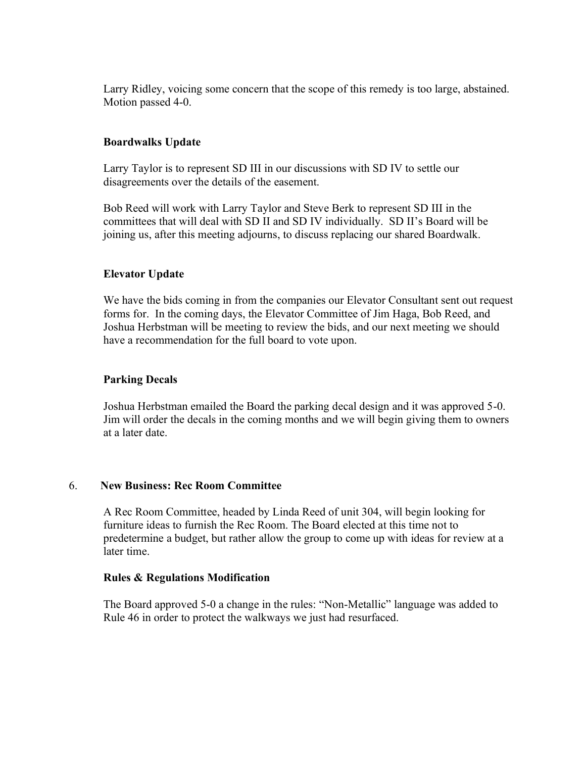Larry Ridley, voicing some concern that the scope of this remedy is too large, abstained. Motion passed 4-0.

**Boardwalks Update**

Larry Taylor is to represent SD III in our discussions with SD IV to settle our disagreements over the details of the easement.

Bob Reed will work with Larry Taylor and Steve Berk to represent SD III in the committees that will deal with SD II and SD IV individually. SD II's Board will be joining us, after this meeting adjourns, to discuss replacing our shared Boardwalk.

**Elevator Update**

We have the bids coming in from the companies our Elevator Consultant sent out request forms for. In the coming days, the Elevator Committee of Jim Haga, Bob Reed, and Joshua Herbstman will be meeting to review the bids, and our next meeting we should have a recommendation for the full board to vote upon.

**Parking Decals**

Joshua Herbstman emailed the Board the parking decal design and it was approved 5-0. Jim will order the decals in the coming months and we will begin giving them to owners at a later date.

6. **New Business: Rec Room Committee**

A Rec Room Committee, headed by Linda Reed of unit 304, will begin looking for furniture ideas to furnish the Rec Room. The Board elected at this time not to predetermine a budget, but rather allow the group to come up with ideas for review at a later time.

**Rules & Regulations Modification**

The Board approved 5-0 a change in the rules: "Non-Metallic" language was added to Rule 46 in order to protect the walkways we just had resurfaced.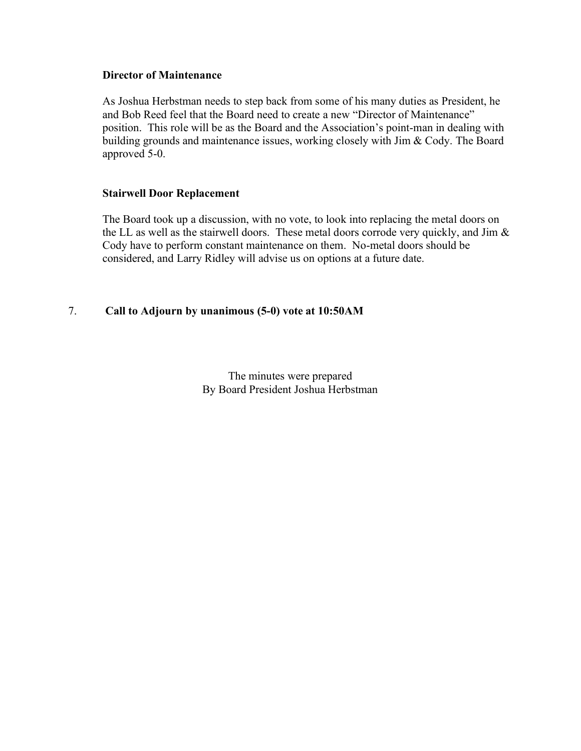**Director of Maintenance**

As Joshua Herbstman needs to step back from some of his many duties as President, he and Bob Reed feel that the Board need to create a new "Director of Maintenance" position. This role will be as the Board and the Association's point-man in dealing with building grounds and maintenance issues, working closely with Jim & Cody. The Board approved 5-0.

**Stairwell Door Replacement**

The Board took up a discussion, with no vote, to look into replacing the metal doors on the LL as well as the stairwell doors. These metal doors corrode very quickly, and Jim & Cody have to perform constant maintenance on them. No-metal doors should be considered, and Larry Ridley will advise us on options at a future date.

7. **Call to Adjourn by unanimous (5-0) vote at 10:50AM**

The minutes were prepared
By Board President Joshua Herbstman